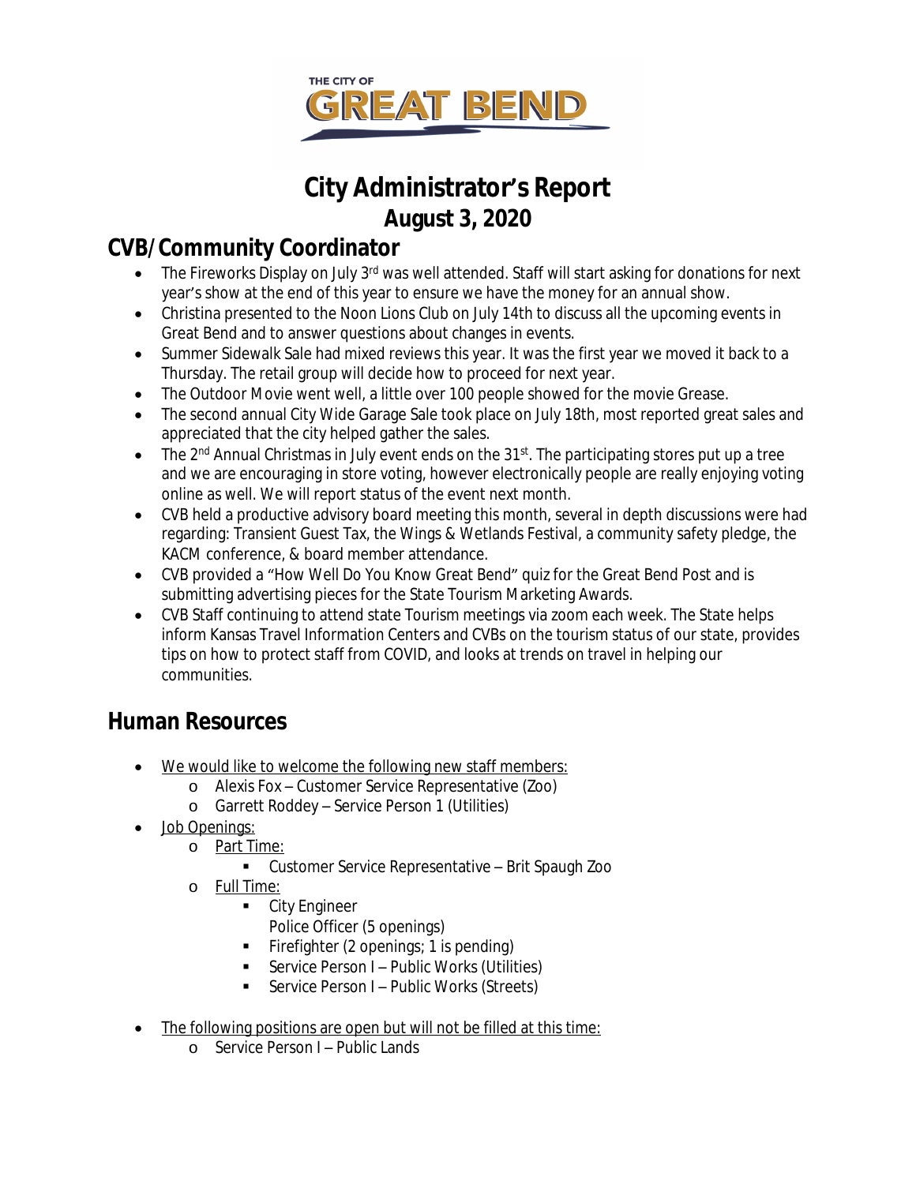THE CITY OF GREAT BEND

# City Administrator's Report
## August 3, 2020

## CVB/Community Coordinator

- The Fireworks Display on July 3rd was well attended. Staff will start asking for donations for next year's show at the end of this year to ensure we have the money for an annual show.
- Christina presented to the Noon Lions Club on July 14th to discuss all the upcoming events in Great Bend and to answer questions about changes in events.
- Summer Sidewalk Sale had mixed reviews this year. It was the first year we moved it back to a Thursday. The retail group will decide how to proceed for next year.
- The Outdoor Movie went well, a little over 100 people showed for the movie Grease.
- The second annual City Wide Garage Sale took place on July 18th, most reported great sales and appreciated that the city helped gather the sales.
- The 2nd Annual Christmas in July event ends on the 31st. The participating stores put up a tree and we are encouraging in store voting, however electronically people are really enjoying voting online as well. We will report status of the event next month.
- CVB held a productive advisory board meeting this month, several in depth discussions were had regarding: Transient Guest Tax, the Wings & Wetlands Festival, a community safety pledge, the KACM conference, & board member attendance.
- CVB provided a "How Well Do You Know Great Bend" quiz for the Great Bend Post and is submitting advertising pieces for the State Tourism Marketing Awards.
- CVB Staff continuing to attend state Tourism meetings via zoom each week. The State helps inform Kansas Travel Information Centers and CVBs on the tourism status of our state, provides tips on how to protect staff from COVID, and looks at trends on travel in helping our communities.

## Human Resources

- We would like to welcome the following new staff members:
    - Alexis Fox – Customer Service Representative (Zoo)
    - Garrett Roddey – Service Person 1 (Utilities)
- Job Openings:
    - Part Time:
        - Customer Service Representative – Brit Spaugh Zoo
    - Full Time:
        - City Engineer
          Police Officer (5 openings)
        - Firefighter (2 openings; 1 is pending)
        - Service Person I – Public Works (Utilities)
        - Service Person I – Public Works (Streets)
- The following positions are open but will not be filled at this time:
    - Service Person I – Public Lands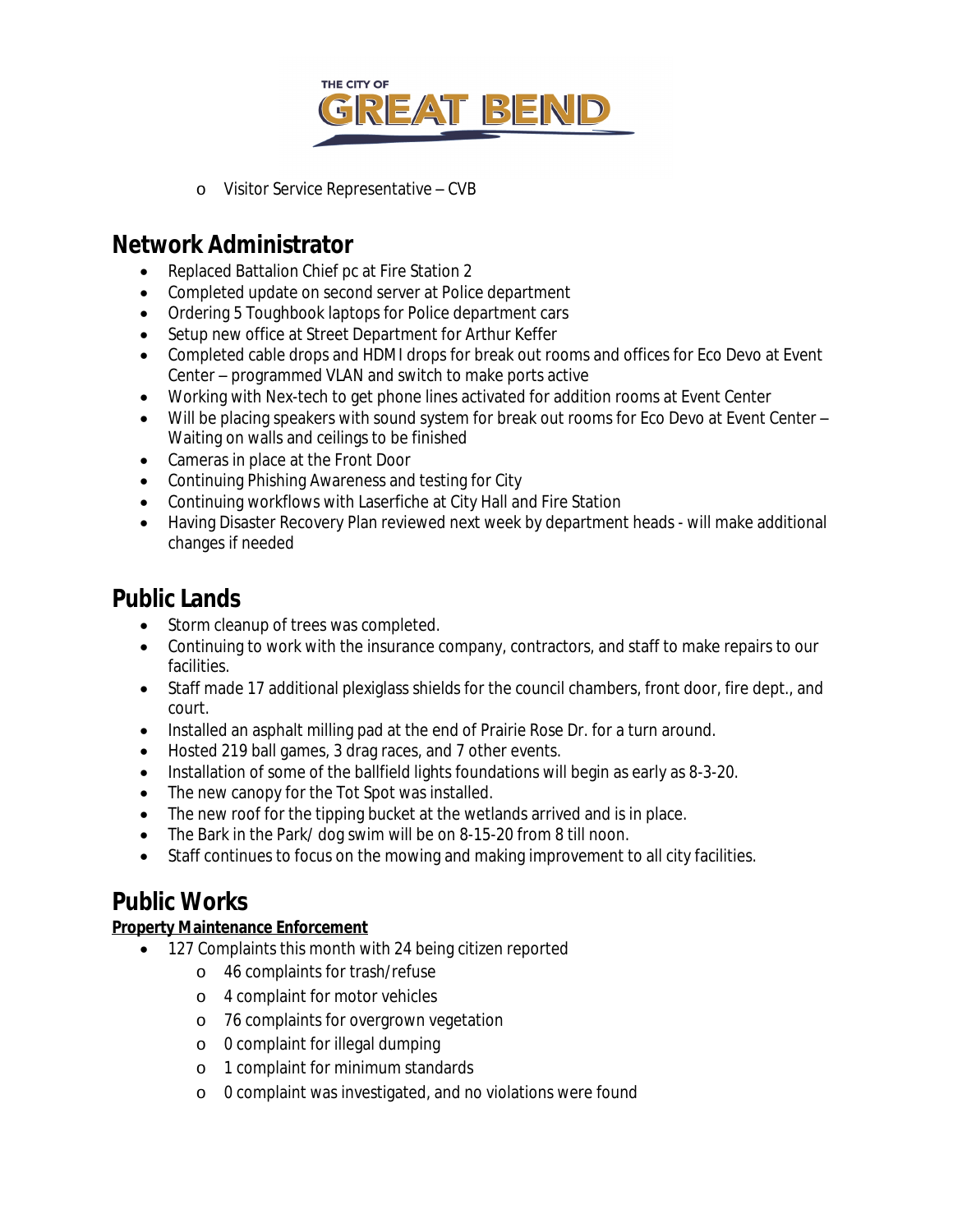- Visitor Service Representative – CVB

## Network Administrator

- Replaced Battalion Chief pc at Fire Station 2
- Completed update on second server at Police department
- Ordering 5 Toughbook laptops for Police department cars
- Setup new office at Street Department for Arthur Keffer
- Completed cable drops and HDMI drops for break out rooms and offices for Eco Devo at Event Center – programmed VLAN and switch to make ports active
- Working with Nex-tech to get phone lines activated for addition rooms at Event Center
- Will be placing speakers with sound system for break out rooms for Eco Devo at Event Center – Waiting on walls and ceilings to be finished
- Cameras in place at the Front Door
- Continuing Phishing Awareness and testing for City
- Continuing workflows with Laserfiche at City Hall and Fire Station
- Having Disaster Recovery Plan reviewed next week by department heads - will make additional changes if needed

## Public Lands

- Storm cleanup of trees was completed.
- Continuing to work with the insurance company, contractors, and staff to make repairs to our facilities.
- Staff made 17 additional plexiglass shields for the council chambers, front door, fire dept., and court.
- Installed an asphalt milling pad at the end of Prairie Rose Dr. for a turn around.
- Hosted 219 ball games, 3 drag races, and 7 other events.
- Installation of some of the ballfield lights foundations will begin as early as 8-3-20.
- The new canopy for the Tot Spot was installed.
- The new roof for the tipping bucket at the wetlands arrived and is in place.
- The Bark in the Park/ dog swim will be on 8-15-20 from 8 till noon.
- Staff continues to focus on the mowing and making improvement to all city facilities.

## Public Works

**Property Maintenance Enforcement**

- 127 Complaints this month with 24 being citizen reported
  - 46 complaints for trash/refuse
  - 4 complaint for motor vehicles
  - 76 complaints for overgrown vegetation
  - 0 complaint for illegal dumping
  - 1 complaint for minimum standards
  - 0 complaint was investigated, and no violations were found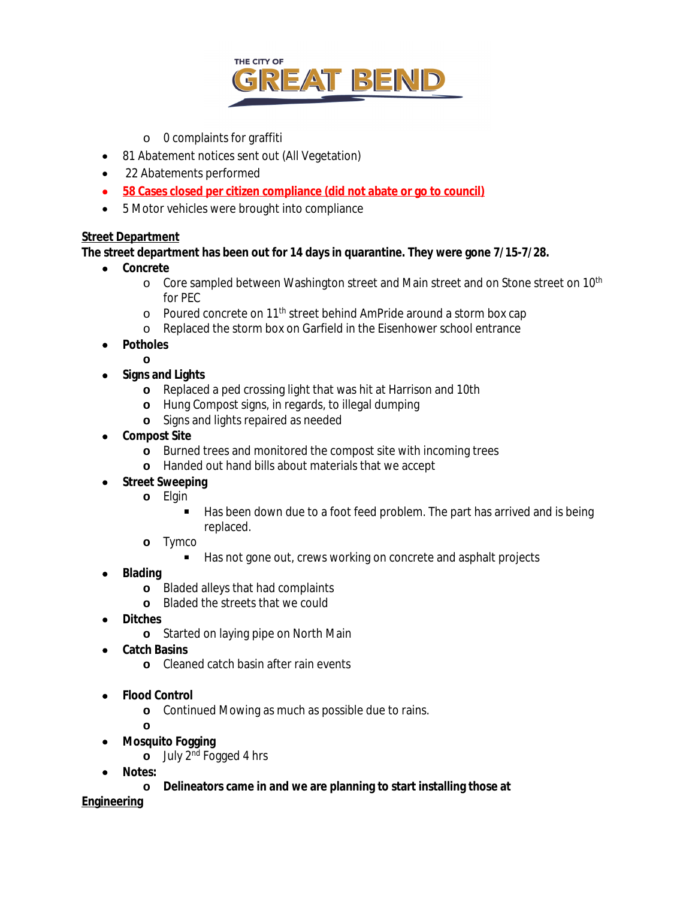- 0 complaints for graffiti
- 81 Abatement notices sent out (All Vegetation)
- 22 Abatements performed
- **58 Cases closed per citizen compliance (did not abate or go to council)**
- 5 Motor vehicles were brought into compliance

**Street Department**

**The street department has been out for 14 days in quarantine. They were gone 7/15-7/28.**

- **Concrete**
  - Core sampled between Washington street and Main street and on Stone street on 10th for PEC
  - Poured concrete on 11th street behind AmPride around a storm box cap
  - Replaced the storm box on Garfield in the Eisenhower school entrance
- **Potholes**
  - 
- **Signs and Lights**
  - Replaced a ped crossing light that was hit at Harrison and 10th
  - Hung Compost signs, in regards, to illegal dumping
  - Signs and lights repaired as needed
- **Compost Site**
  - Burned trees and monitored the compost site with incoming trees
  - Handed out hand bills about materials that we accept
- **Street Sweeping**
  - Elgin
    - Has been down due to a foot feed problem. The part has arrived and is being replaced.
  - Tymco
    - Has not gone out, crews working on concrete and asphalt projects
- **Blading**
  - Bladed alleys that had complaints
  - Bladed the streets that we could
- **Ditches**
  - Started on laying pipe on North Main
- **Catch Basins**
  - Cleaned catch basin after rain events
- **Flood Control**
  - Continued Mowing as much as possible due to rains.
  - 
- **Mosquito Fogging**
  - July 2nd Fogged 4 hrs
- **Notes:**
  - **Delineators came in and we are planning to start installing those at**

**Engineering**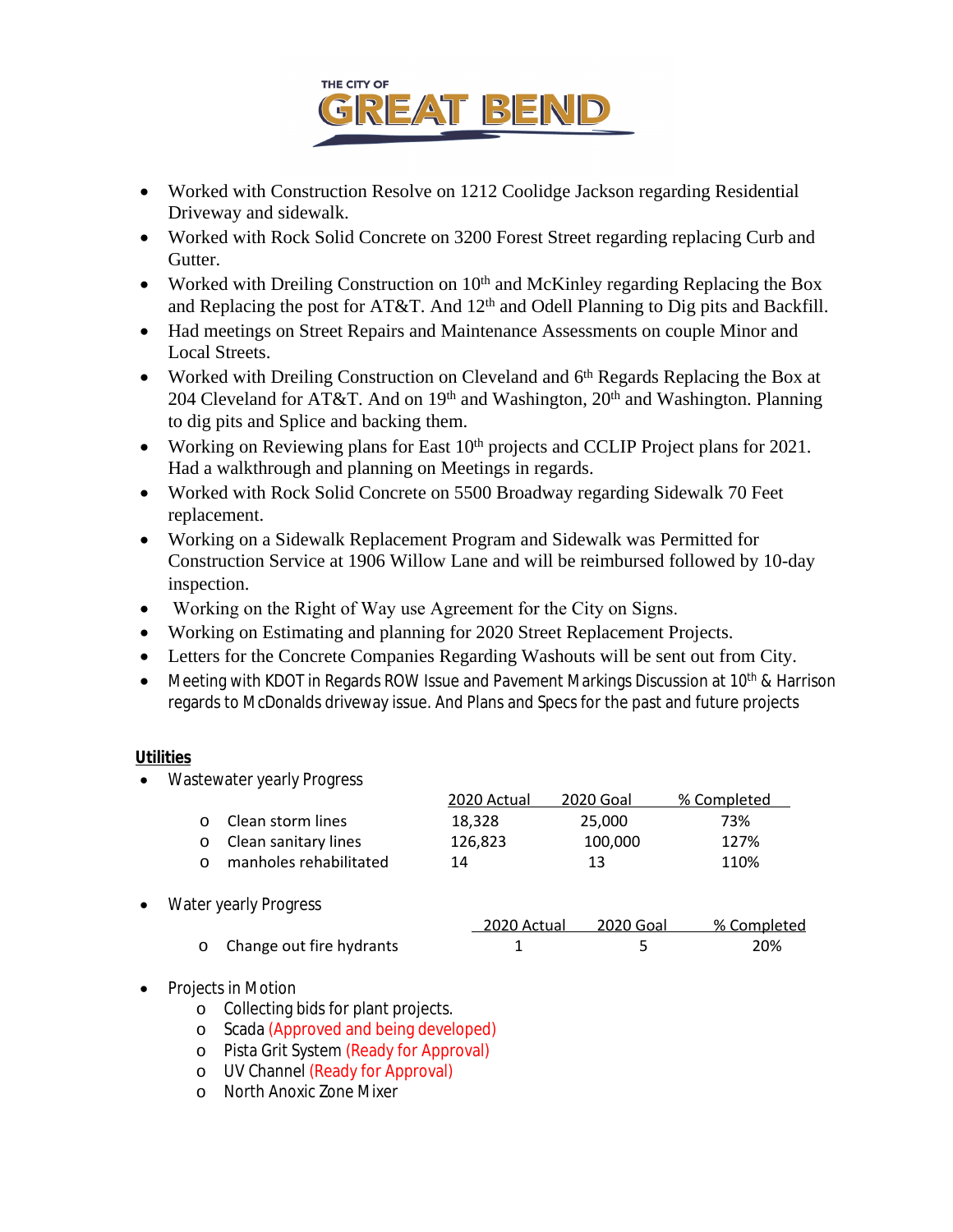- Worked with Construction Resolve on 1212 Coolidge Jackson regarding Residential Driveway and sidewalk.
- Worked with Rock Solid Concrete on 3200 Forest Street regarding replacing Curb and Gutter.
- Worked with Dreiling Construction on 10th and McKinley regarding Replacing the Box and Replacing the post for AT&T. And 12th and Odell Planning to Dig pits and Backfill.
- Had meetings on Street Repairs and Maintenance Assessments on couple Minor and Local Streets.
- Worked with Dreiling Construction on Cleveland and 6th Regards Replacing the Box at 204 Cleveland for AT&T. And on 19th and Washington, 20th and Washington. Planning to dig pits and Splice and backing them.
- Working on Reviewing plans for East 10th projects and CCLIP Project plans for 2021. Had a walkthrough and planning on Meetings in regards.
- Worked with Rock Solid Concrete on 5500 Broadway regarding Sidewalk 70 Feet replacement.
- Working on a Sidewalk Replacement Program and Sidewalk was Permitted for Construction Service at 1906 Willow Lane and will be reimbursed followed by 10-day inspection.
- Working on the Right of Way use Agreement for the City on Signs.
- Working on Estimating and planning for 2020 Street Replacement Projects.
- Letters for the Concrete Companies Regarding Washouts will be sent out from City.
- Meeting with KDOT in Regards ROW Issue and Pavement Markings Discussion at 10th & Harrison regards to McDonalds driveway issue. And Plans and Specs for the past and future projects

**Utilities**

- Wastewater yearly Progress

| | 2020 Actual | 2020 Goal | % Completed |
|---|---|---|---|
| Clean storm lines | 18,328 | 25,000 | 73% |
| Clean sanitary lines | 126,823 | 100,000 | 127% |
| manholes rehabilitated | 14 | 13 | 110% |

- Water yearly Progress

| | 2020 Actual | 2020 Goal | % Completed |
|---|---|---|---|
| Change out fire hydrants | 1 | 5 | 20% |

- Projects in Motion
  - Collecting bids for plant projects.
  - Scada (Approved and being developed)
  - Pista Grit System (Ready for Approval)
  - UV Channel (Ready for Approval)
  - North Anoxic Zone Mixer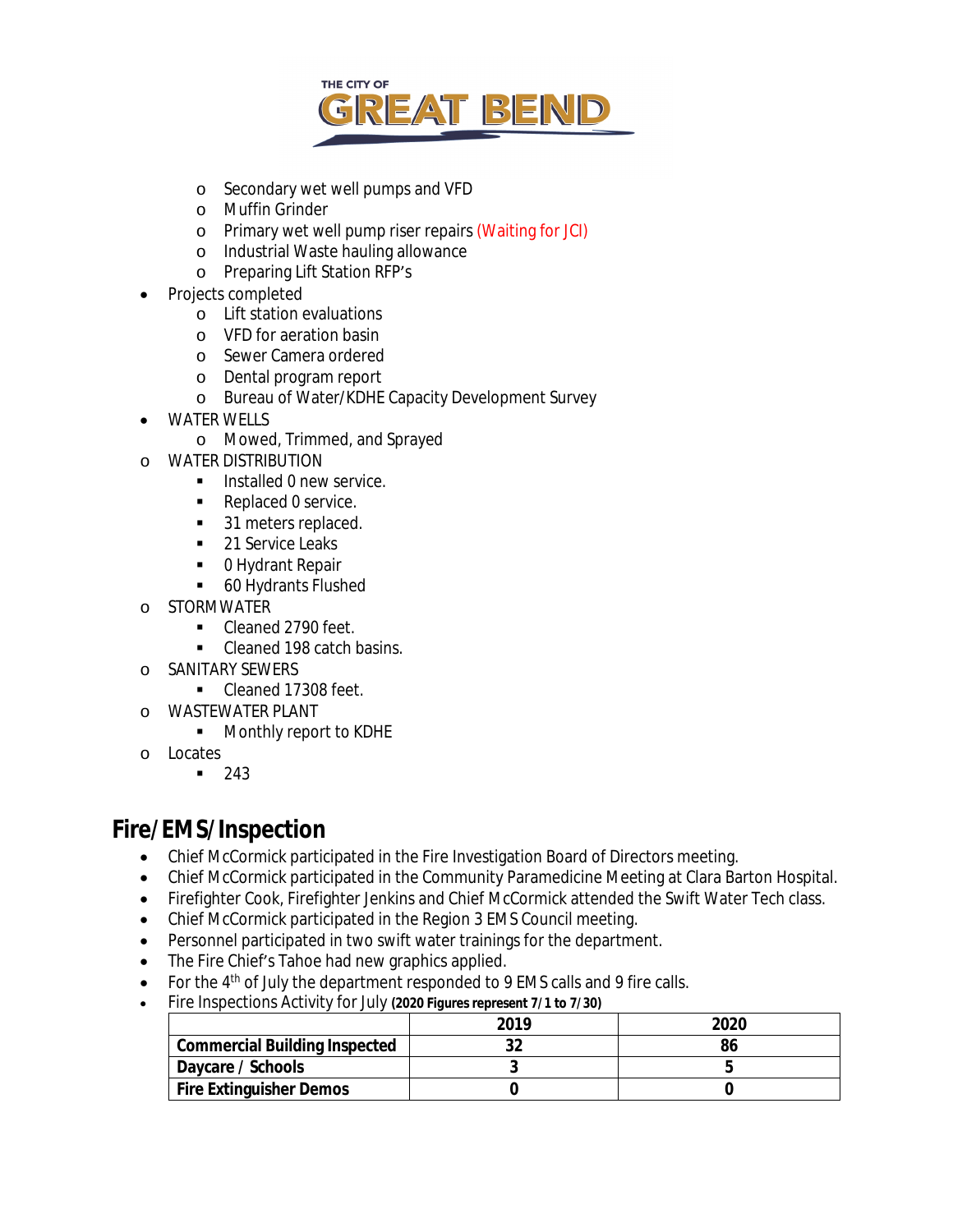- Secondary wet well pumps and VFD
    - Muffin Grinder
    - Primary wet well pump riser repairs (Waiting for JCI)
    - Industrial Waste hauling allowance
    - Preparing Lift Station RFP's
- Projects completed
    - Lift station evaluations
    - VFD for aeration basin
    - Sewer Camera ordered
    - Dental program report
    - Bureau of Water/KDHE Capacity Development Survey
- WATER WELLS
    - Mowed, Trimmed, and Sprayed
- WATER DISTRIBUTION
    - Installed 0 new service.
    - Replaced 0 service.
    - 31 meters replaced.
    - 21 Service Leaks
    - 0 Hydrant Repair
    - 60 Hydrants Flushed
- STORMWATER
    - Cleaned 2790 feet.
    - Cleaned 198 catch basins.
- SANITARY SEWERS
    - Cleaned 17308 feet.
- WASTEWATER PLANT
    - Monthly report to KDHE
- Locates
    - 243

## Fire/EMS/Inspection

- Chief McCormick participated in the Fire Investigation Board of Directors meeting.
- Chief McCormick participated in the Community Paramedicine Meeting at Clara Barton Hospital.
- Firefighter Cook, Firefighter Jenkins and Chief McCormick attended the Swift Water Tech class.
- Chief McCormick participated in the Region 3 EMS Council meeting.
- Personnel participated in two swift water trainings for the department.
- The Fire Chief's Tahoe had new graphics applied.
- For the 4th of July the department responded to 9 EMS calls and 9 fire calls.
- Fire Inspections Activity for July **(2020 Figures represent 7/1 to 7/30)**

| | 2019 | 2020 |
|---|---|---|
| **Commercial Building Inspected** | **32** | **86** |
| **Daycare / Schools** | **3** | **5** |
| **Fire Extinguisher Demos** | **0** | **0** |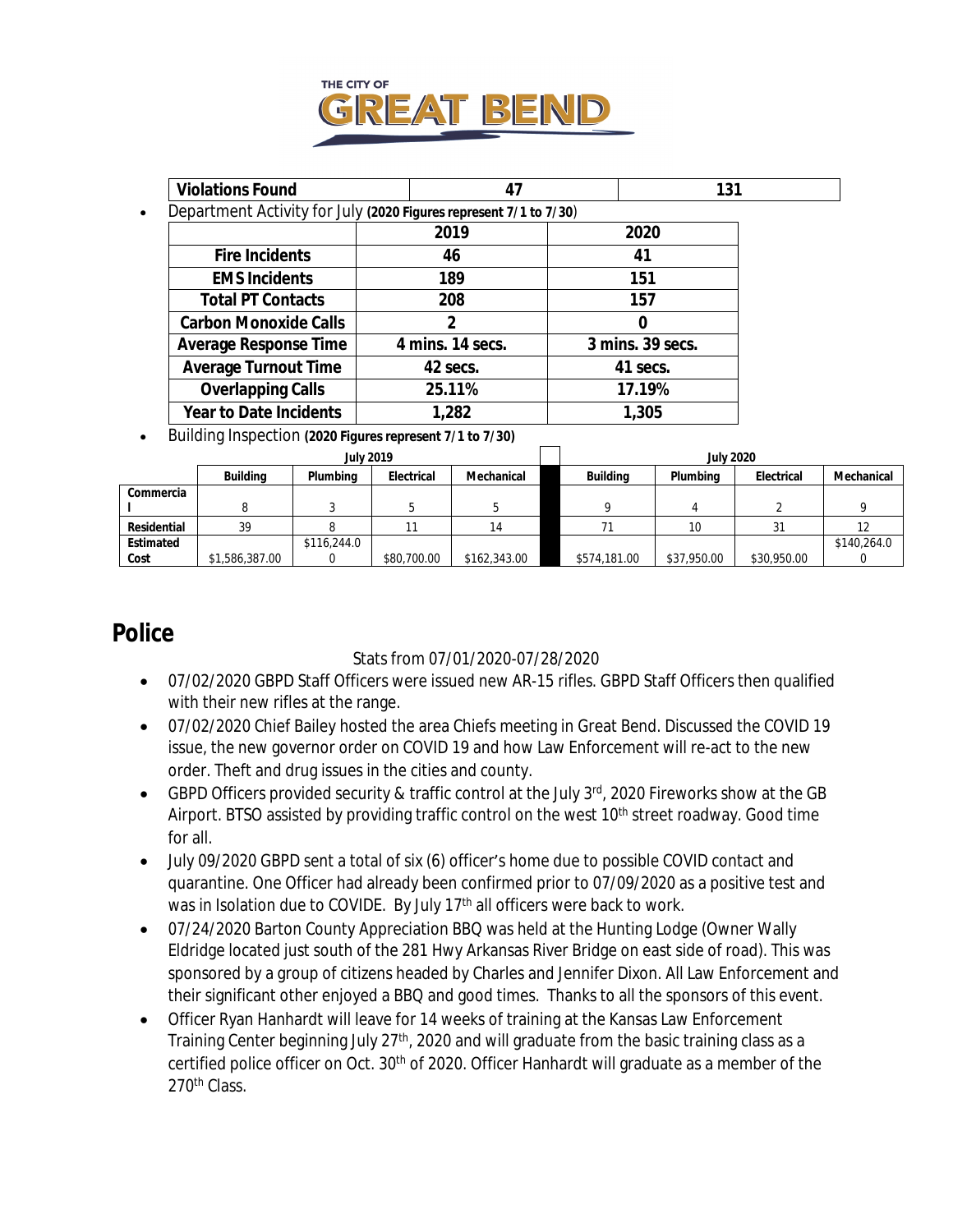| Violations Found | 47 | 131 |
|---|---|---|

- Department Activity for July **(2020 Figures represent 7/1 to 7/30)**

| | 2019 | 2020 |
|---|---|---|
| **Fire Incidents** | 46 | 41 |
| **EMS Incidents** | 189 | 151 |
| **Total PT Contacts** | 208 | 157 |
| **Carbon Monoxide Calls** | 2 | 0 |
| **Average Response Time** | 4 mins. 14 secs. | 3 mins. 39 secs. |
| **Average Turnout Time** | 42 secs. | 41 secs. |
| **Overlapping Calls** | 25.11% | 17.19% |
| **Year to Date Incidents** | 1,282 | 1,305 |

- Building Inspection **(2020 Figures represent 7/1 to 7/30)**

| | July 2019 | | | | | July 2020 | | | |
|---|---|---|---|---|---|---|---|---|---|
| | **Building** | **Plumbing** | **Electrical** | **Mechanical** | | **Building** | **Plumbing** | **Electrical** | **Mechanical** |
| **Commercial** | 8 | 3 | 5 | 5 | | 9 | 4 | 2 | 9 |
| **Residential** | 39 | 8 | 11 | 14 | | 71 | 10 | 31 | 12 |
| **Estimated Cost** | $1,586,387.00 | $116,244.00 | $80,700.00 | $162,343.00 | | $574,181.00 | $37,950.00 | $30,950.00 | $140,264.00 |

## Police

Stats from 07/01/2020-07/28/2020

- 07/02/2020 GBPD Staff Officers were issued new AR-15 rifles. GBPD Staff Officers then qualified with their new rifles at the range.
- 07/02/2020 Chief Bailey hosted the area Chiefs meeting in Great Bend. Discussed the COVID 19 issue, the new governor order on COVID 19 and how Law Enforcement will re-act to the new order. Theft and drug issues in the cities and county.
- GBPD Officers provided security & traffic control at the July 3rd, 2020 Fireworks show at the GB Airport. BTSO assisted by providing traffic control on the west 10th street roadway. Good time for all.
- July 09/2020 GBPD sent a total of six (6) officer's home due to possible COVID contact and quarantine. One Officer had already been confirmed prior to 07/09/2020 as a positive test and was in Isolation due to COVIDE. By July 17th all officers were back to work.
- 07/24/2020 Barton County Appreciation BBQ was held at the Hunting Lodge (Owner Wally Eldridge located just south of the 281 Hwy Arkansas River Bridge on east side of road). This was sponsored by a group of citizens headed by Charles and Jennifer Dixon. All Law Enforcement and their significant other enjoyed a BBQ and good times. Thanks to all the sponsors of this event.
- Officer Ryan Hanhardt will leave for 14 weeks of training at the Kansas Law Enforcement Training Center beginning July 27th, 2020 and will graduate from the basic training class as a certified police officer on Oct. 30th of 2020. Officer Hanhardt will graduate as a member of the 270th Class.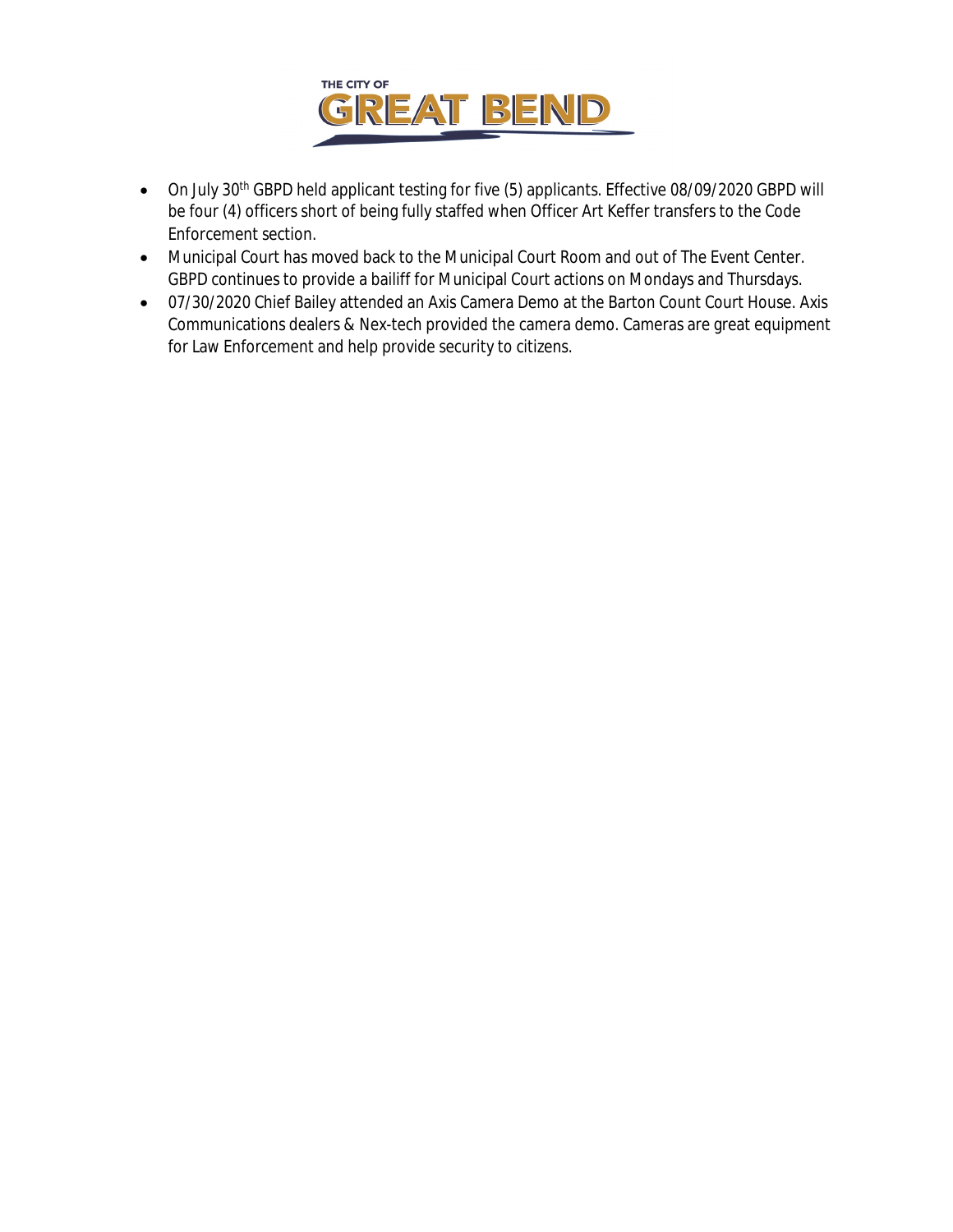- On July 30th GBPD held applicant testing for five (5) applicants. Effective 08/09/2020 GBPD will be four (4) officers short of being fully staffed when Officer Art Keffer transfers to the Code Enforcement section.
- Municipal Court has moved back to the Municipal Court Room and out of The Event Center. GBPD continues to provide a bailiff for Municipal Court actions on Mondays and Thursdays.
- 07/30/2020 Chief Bailey attended an Axis Camera Demo at the Barton Count Court House. Axis Communications dealers & Nex-tech provided the camera demo. Cameras are great equipment for Law Enforcement and help provide security to citizens.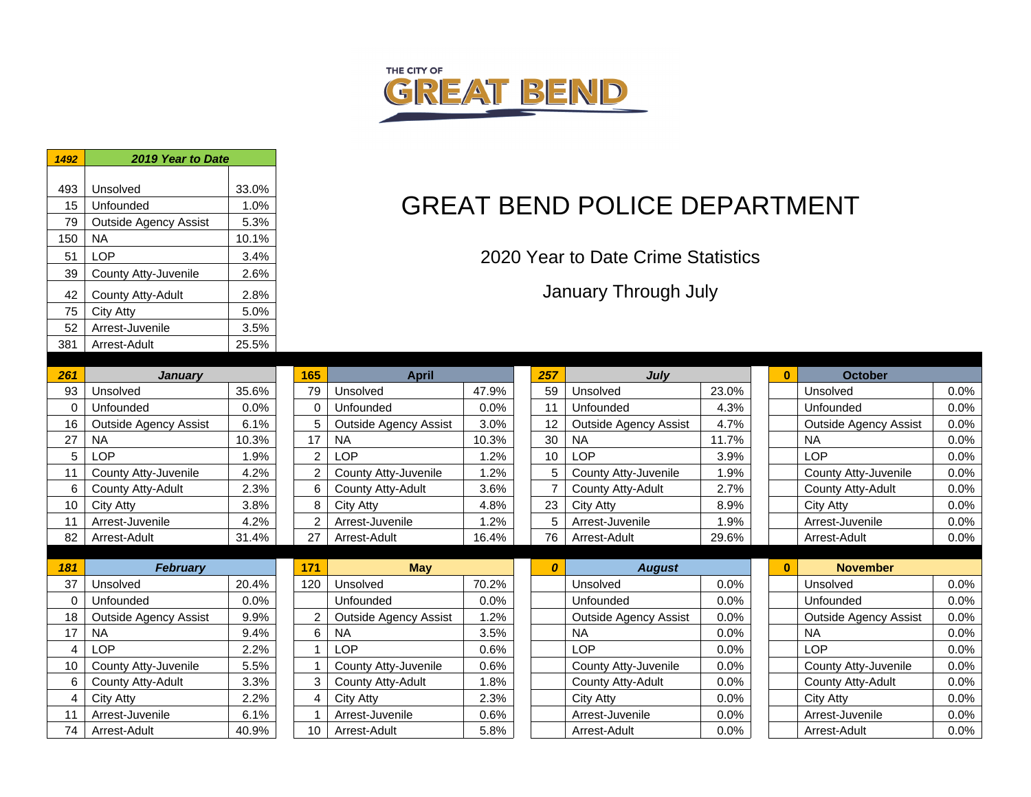THE CITY OF GREAT BEND

# GREAT BEND POLICE DEPARTMENT

## 2020 Year to Date Crime Statistics

## January Through July

| 1492 | *2019 Year to Date* | |
|---|---|---|
| 493 | Unsolved | 33.0% |
| 15 | Unfounded | 1.0% |
| 79 | Outside Agency Assist | 5.3% |
| 150 | NA | 10.1% |
| 51 | LOP | 3.4% |
| 39 | County Atty-Juvenile | 2.6% |
| 42 | County Atty-Adult | 2.8% |
| 75 | City Atty | 5.0% |
| 52 | Arrest-Juvenile | 3.5% |
| 381 | Arrest-Adult | 25.5% |

| 261 | *January* | |
|---|---|---|
| 93 | Unsolved | 35.6% |
| 0 | Unfounded | 0.0% |
| 16 | Outside Agency Assist | 6.1% |
| 27 | NA | 10.3% |
| 5 | LOP | 1.9% |
| 11 | County Atty-Juvenile | 4.2% |
| 6 | County Atty-Adult | 2.3% |
| 10 | City Atty | 3.8% |
| 11 | Arrest-Juvenile | 4.2% |
| 82 | Arrest-Adult | 31.4% |

| 181 | *February* | |
|---|---|---|
| 37 | Unsolved | 20.4% |
| 0 | Unfounded | 0.0% |
| 18 | Outside Agency Assist | 9.9% |
| 17 | NA | 9.4% |
| 4 | LOP | 2.2% |
| 10 | County Atty-Juvenile | 5.5% |
| 6 | County Atty-Adult | 3.3% |
| 4 | City Atty | 2.2% |
| 11 | Arrest-Juvenile | 6.1% |
| 74 | Arrest-Adult | 40.9% |

| 165 | April | |
|---|---|---|
| 79 | Unsolved | 47.9% |
| 0 | Unfounded | 0.0% |
| 5 | Outside Agency Assist | 3.0% |
| 17 | NA | 10.3% |
| 2 | LOP | 1.2% |
| 2 | County Atty-Juvenile | 1.2% |
| 6 | County Atty-Adult | 3.6% |
| 8 | City Atty | 4.8% |
| 2 | Arrest-Juvenile | 1.2% |
| 27 | Arrest-Adult | 16.4% |

| 171 | May | |
|---|---|---|
| 120 | Unsolved | 70.2% |
| | Unfounded | 0.0% |
| 2 | Outside Agency Assist | 1.2% |
| 6 | NA | 3.5% |
| 1 | LOP | 0.6% |
| 1 | County Atty-Juvenile | 0.6% |
| 3 | County Atty-Adult | 1.8% |
| 4 | City Atty | 2.3% |
| 1 | Arrest-Juvenile | 0.6% |
| 10 | Arrest-Adult | 5.8% |

| 257 | *July* | |
|---|---|---|
| 59 | Unsolved | 23.0% |
| 11 | Unfounded | 4.3% |
| 12 | Outside Agency Assist | 4.7% |
| 30 | NA | 11.7% |
| 10 | LOP | 3.9% |
| 5 | County Atty-Juvenile | 1.9% |
| 7 | County Atty-Adult | 2.7% |
| 23 | City Atty | 8.9% |
| 5 | Arrest-Juvenile | 1.9% |
| 76 | Arrest-Adult | 29.6% |

| 0 | *August* | |
|---|---|---|
| | Unsolved | 0.0% |
| | Unfounded | 0.0% |
| | Outside Agency Assist | 0.0% |
| | NA | 0.0% |
| | LOP | 0.0% |
| | County Atty-Juvenile | 0.0% |
| | County Atty-Adult | 0.0% |
| | City Atty | 0.0% |
| | Arrest-Juvenile | 0.0% |
| | Arrest-Adult | 0.0% |

| 0 | October | |
|---|---|---|
| | Unsolved | 0.0% |
| | Unfounded | 0.0% |
| | Outside Agency Assist | 0.0% |
| | NA | 0.0% |
| | LOP | 0.0% |
| | County Atty-Juvenile | 0.0% |
| | County Atty-Adult | 0.0% |
| | City Atty | 0.0% |
| | Arrest-Juvenile | 0.0% |
| | Arrest-Adult | 0.0% |

| 0 | November | |
|---|---|---|
| | Unsolved | 0.0% |
| | Unfounded | 0.0% |
| | Outside Agency Assist | 0.0% |
| | NA | 0.0% |
| | LOP | 0.0% |
| | County Atty-Juvenile | 0.0% |
| | County Atty-Adult | 0.0% |
| | City Atty | 0.0% |
| | Arrest-Juvenile | 0.0% |
| | Arrest-Adult | 0.0% |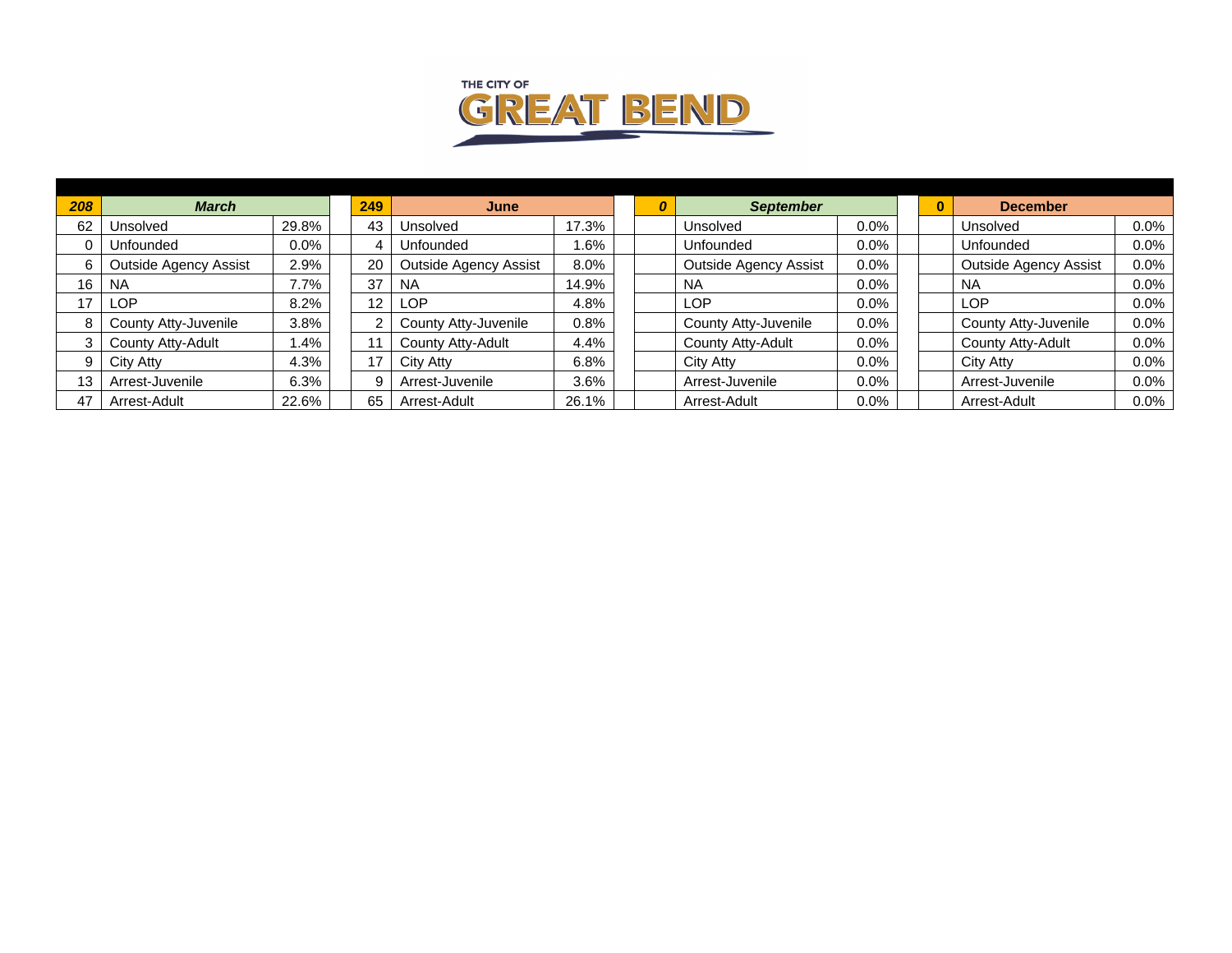THE CITY OF

# GREAT BEND

| 208 | March | | | 249 | June | | | 0 | September | | | 0 | December | |
|---|---|---|---|---|---|---|---|---|---|---|---|---|---|---|
| 62 | Unsolved | 29.8% | | 43 | Unsolved | 17.3% | | | Unsolved | 0.0% | | | Unsolved | 0.0% |
| 0 | Unfounded | 0.0% | | 4 | Unfounded | 1.6% | | | Unfounded | 0.0% | | | Unfounded | 0.0% |
| 6 | Outside Agency Assist | 2.9% | | 20 | Outside Agency Assist | 8.0% | | | Outside Agency Assist | 0.0% | | | Outside Agency Assist | 0.0% |
| 16 | NA | 7.7% | | 37 | NA | 14.9% | | | NA | 0.0% | | | NA | 0.0% |
| 17 | LOP | 8.2% | | 12 | LOP | 4.8% | | | LOP | 0.0% | | | LOP | 0.0% |
| 8 | County Atty-Juvenile | 3.8% | | 2 | County Atty-Juvenile | 0.8% | | | County Atty-Juvenile | 0.0% | | | County Atty-Juvenile | 0.0% |
| 3 | County Atty-Adult | 1.4% | | 11 | County Atty-Adult | 4.4% | | | County Atty-Adult | 0.0% | | | County Atty-Adult | 0.0% |
| 9 | City Atty | 4.3% | | 17 | City Atty | 6.8% | | | City Atty | 0.0% | | | City Atty | 0.0% |
| 13 | Arrest-Juvenile | 6.3% | | 9 | Arrest-Juvenile | 3.6% | | | Arrest-Juvenile | 0.0% | | | Arrest-Juvenile | 0.0% |
| 47 | Arrest-Adult | 22.6% | | 65 | Arrest-Adult | 26.1% | | | Arrest-Adult | 0.0% | | | Arrest-Adult | 0.0% |